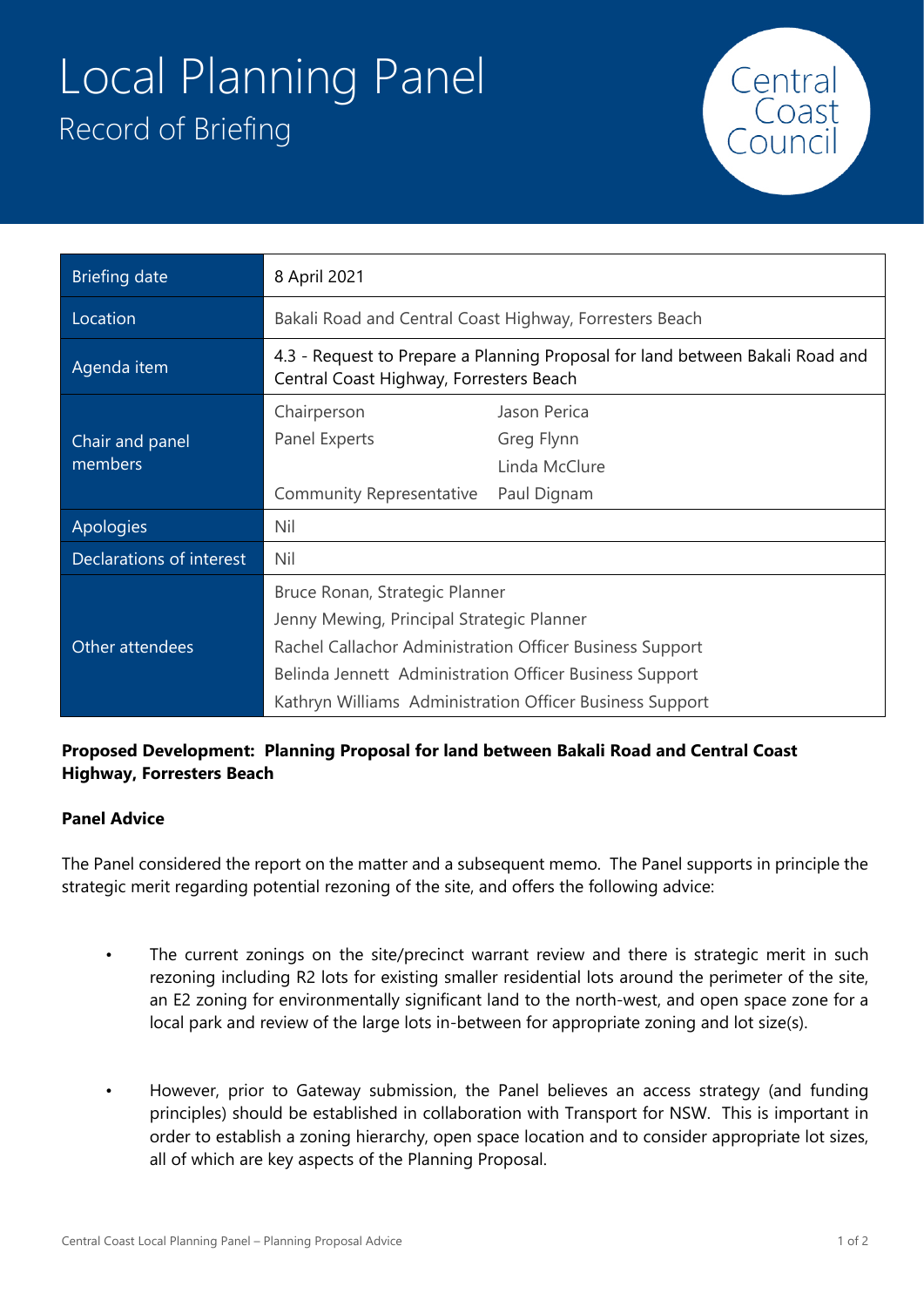# Local Planning Panel

## Record of Briefing

Central Coast Council

| Briefing date | 8 April 2021 | |
|---|---|---|
| Location | Bakali Road and Central Coast Highway, Forresters Beach | |
| Agenda item | 4.3 - Request to Prepare a Planning Proposal for land between Bakali Road and Central Coast Highway, Forresters Beach | |
| Chair and panel members | Chairperson | Jason Perica |
| | Panel Experts | Greg Flynn<br>Linda McClure |
| | Community Representative | Paul Dignam |
| Apologies | Nil | |
| Declarations of interest | Nil | |
| Other attendees | Bruce Ronan, Strategic Planner<br>Jenny Mewing, Principal Strategic Planner<br>Rachel Callachor Administration Officer Business Support<br>Belinda Jennett Administration Officer Business Support<br>Kathryn Williams Administration Officer Business Support | |

**Proposed Development: Planning Proposal for land between Bakali Road and Central Coast Highway, Forresters Beach**

**Panel Advice**

The Panel considered the report on the matter and a subsequent memo. The Panel supports in principle the strategic merit regarding potential rezoning of the site, and offers the following advice:

- The current zonings on the site/precinct warrant review and there is strategic merit in such rezoning including R2 lots for existing smaller residential lots around the perimeter of the site, an E2 zoning for environmentally significant land to the north-west, and open space zone for a local park and review of the large lots in-between for appropriate zoning and lot size(s).

- However, prior to Gateway submission, the Panel believes an access strategy (and funding principles) should be established in collaboration with Transport for NSW. This is important in order to establish a zoning hierarchy, open space location and to consider appropriate lot sizes, all of which are key aspects of the Planning Proposal.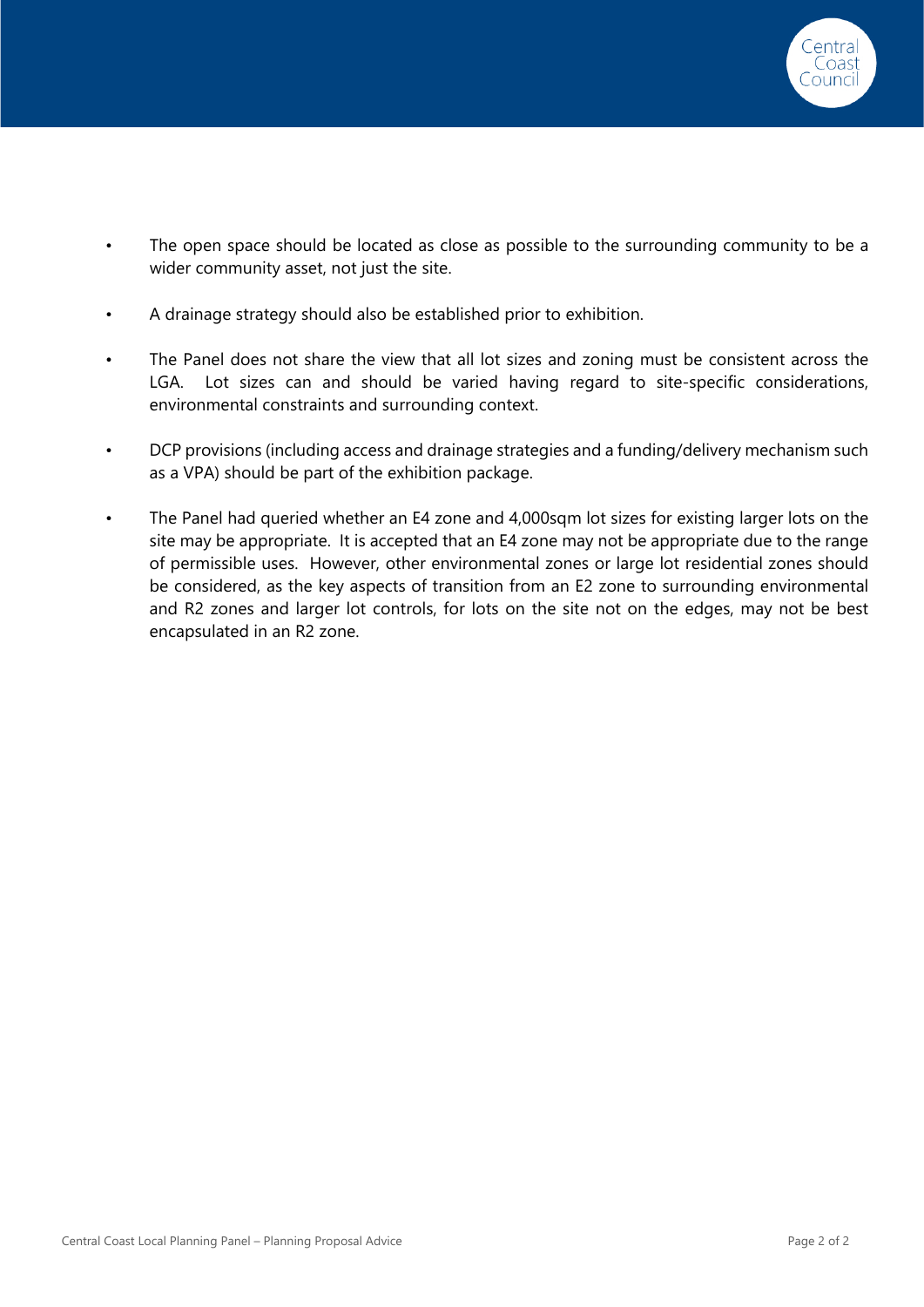- The open space should be located as close as possible to the surrounding community to be a wider community asset, not just the site.

- A drainage strategy should also be established prior to exhibition.

- The Panel does not share the view that all lot sizes and zoning must be consistent across the LGA. Lot sizes can and should be varied having regard to site-specific considerations, environmental constraints and surrounding context.

- DCP provisions (including access and drainage strategies and a funding/delivery mechanism such as a VPA) should be part of the exhibition package.

- The Panel had queried whether an E4 zone and 4,000sqm lot sizes for existing larger lots on the site may be appropriate. It is accepted that an E4 zone may not be appropriate due to the range of permissible uses. However, other environmental zones or large lot residential zones should be considered, as the key aspects of transition from an E2 zone to surrounding environmental and R2 zones and larger lot controls, for lots on the site not on the edges, may not be best encapsulated in an R2 zone.